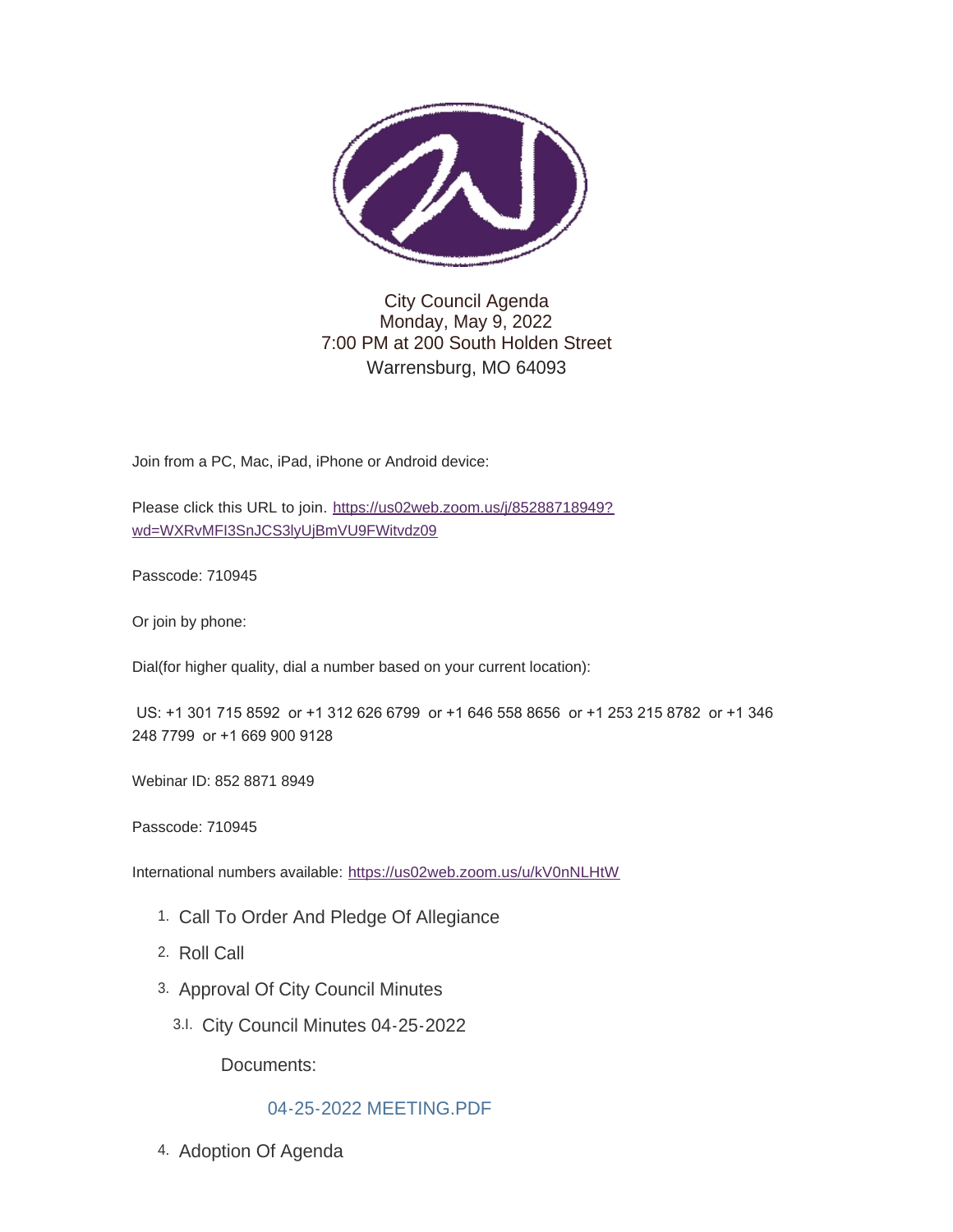City Council Agenda
Monday, May 9, 2022
7:00 PM at 200 South Holden Street
Warrensburg, MO 64093

Join from a PC, Mac, iPad, iPhone or Android device:

Please click this URL to join. [https://us02web.zoom.us/j/85288718949?wd=WXRvMFI3SnJCS3lyUjBmVU9FWitvdz09](https://us02web.zoom.us/j/85288718949?wd=WXRvMFI3SnJCS3lyUjBmVU9FWitvdz09)

Passcode: 710945

Or join by phone:

Dial(for higher quality, dial a number based on your current location):

US: +1 301 715 8592 or +1 312 626 6799 or +1 646 558 8656 or +1 253 215 8782 or +1 346 248 7799 or +1 669 900 9128

Webinar ID: 852 8871 8949

Passcode: 710945

International numbers available: [https://us02web.zoom.us/u/kV0nNLHtW](https://us02web.zoom.us/u/kV0nNLHtW)

1. Call To Order And Pledge Of Allegiance
2. Roll Call
3. Approval Of City Council Minutes
   - 3.I. City Council Minutes 04-25-2022

     Documents:

     04-25-2022 MEETING.PDF
4. Adoption Of Agenda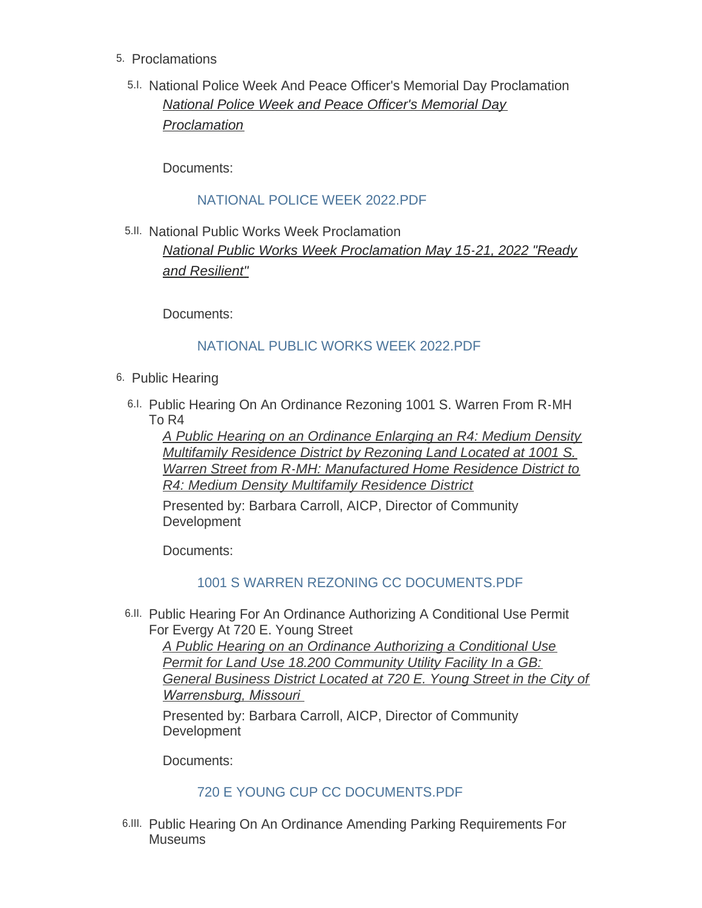5. Proclamations

   5.I. National Police Week And Peace Officer's Memorial Day Proclamation

   *National Police Week and Peace Officer's Memorial Day Proclamation*

   Documents:

   NATIONAL POLICE WEEK 2022.PDF

   5.II. National Public Works Week Proclamation

   *National Public Works Week Proclamation May 15-21, 2022 "Ready and Resilient"*

   Documents:

   NATIONAL PUBLIC WORKS WEEK 2022.PDF

6. Public Hearing

   6.I. Public Hearing On An Ordinance Rezoning 1001 S. Warren From R-MH To R4

   *A Public Hearing on an Ordinance Enlarging an R4: Medium Density Multifamily Residence District by Rezoning Land Located at 1001 S. Warren Street from R-MH: Manufactured Home Residence District to R4: Medium Density Multifamily Residence District*

   Presented by: Barbara Carroll, AICP, Director of Community Development

   Documents:

   1001 S WARREN REZONING CC DOCUMENTS.PDF

   6.II. Public Hearing For An Ordinance Authorizing A Conditional Use Permit For Evergy At 720 E. Young Street

   *A Public Hearing on an Ordinance Authorizing a Conditional Use Permit for Land Use 18.200 Community Utility Facility In a GB: General Business District Located at 720 E. Young Street in the City of Warrensburg, Missouri*

   Presented by: Barbara Carroll, AICP, Director of Community Development

   Documents:

   720 E YOUNG CUP CC DOCUMENTS.PDF

   6.III. Public Hearing On An Ordinance Amending Parking Requirements For Museums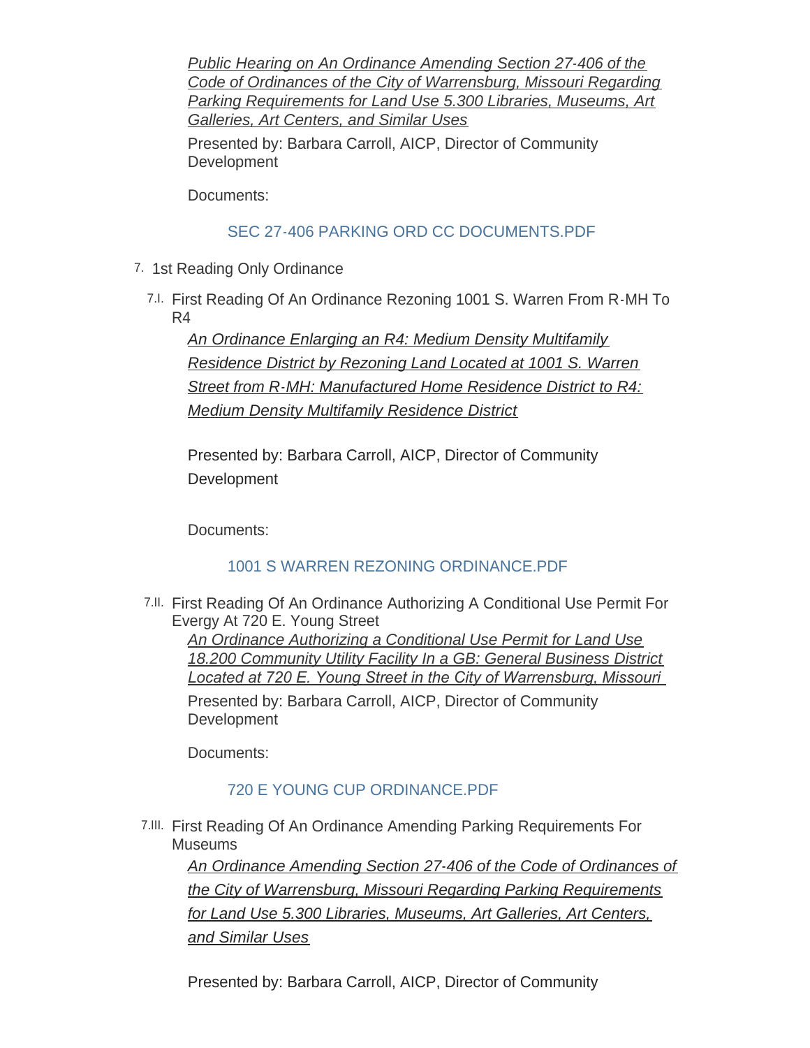*Public Hearing on An Ordinance Amending Section 27-406 of the Code of Ordinances of the City of Warrensburg, Missouri Regarding Parking Requirements for Land Use 5.300 Libraries, Museums, Art Galleries, Art Centers, and Similar Uses*

Presented by: Barbara Carroll, AICP, Director of Community Development

Documents:

SEC 27-406 PARKING ORD CC DOCUMENTS.PDF

7. 1st Reading Only Ordinance

7.I. First Reading Of An Ordinance Rezoning 1001 S. Warren From R-MH To R4

*An Ordinance Enlarging an R4: Medium Density Multifamily Residence District by Rezoning Land Located at 1001 S. Warren Street from R-MH: Manufactured Home Residence District to R4: Medium Density Multifamily Residence District*

Presented by: Barbara Carroll, AICP, Director of Community Development

Documents:

1001 S WARREN REZONING ORDINANCE.PDF

7.II. First Reading Of An Ordinance Authorizing A Conditional Use Permit For Evergy At 720 E. Young Street

*An Ordinance Authorizing a Conditional Use Permit for Land Use 18.200 Community Utility Facility In a GB: General Business District Located at 720 E. Young Street in the City of Warrensburg, Missouri*

Presented by: Barbara Carroll, AICP, Director of Community Development

Documents:

720 E YOUNG CUP ORDINANCE.PDF

7.III. First Reading Of An Ordinance Amending Parking Requirements For Museums

*An Ordinance Amending Section 27-406 of the Code of Ordinances of the City of Warrensburg, Missouri Regarding Parking Requirements for Land Use 5.300 Libraries, Museums, Art Galleries, Art Centers, and Similar Uses*

Presented by: Barbara Carroll, AICP, Director of Community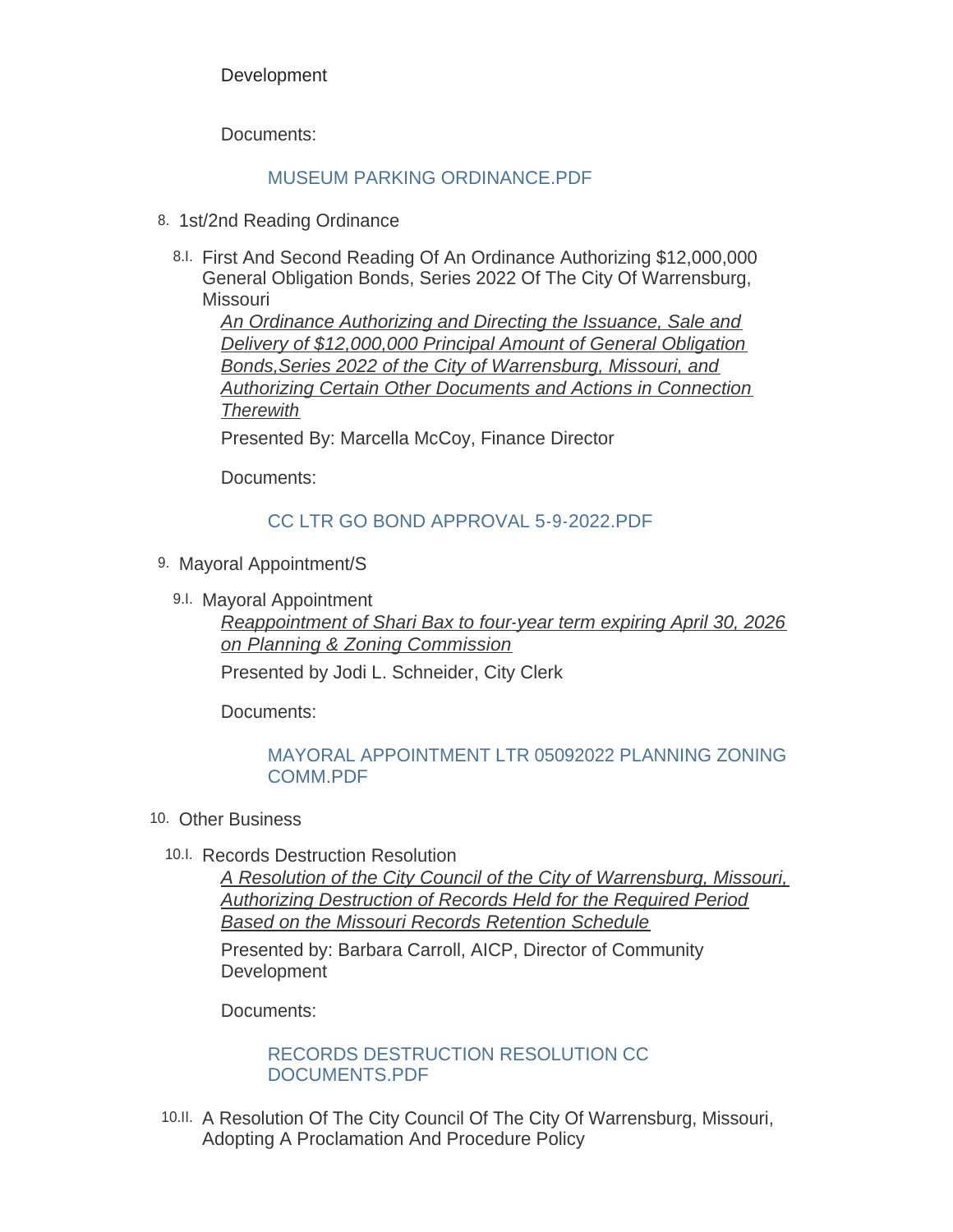Development

Documents:

MUSEUM PARKING ORDINANCE.PDF

8. 1st/2nd Reading Ordinance

   8.I. First And Second Reading Of An Ordinance Authorizing $12,000,000 General Obligation Bonds, Series 2022 Of The City Of Warrensburg, Missouri

   *An Ordinance Authorizing and Directing the Issuance, Sale and Delivery of $12,000,000 Principal Amount of General Obligation Bonds,Series 2022 of the City of Warrensburg, Missouri, and Authorizing Certain Other Documents and Actions in Connection Therewith*

   Presented By: Marcella McCoy, Finance Director

   Documents:

   CC LTR GO BOND APPROVAL 5-9-2022.PDF

9. Mayoral Appointment/S

   9.I. Mayoral Appointment

   *Reappointment of Shari Bax to four-year term expiring April 30, 2026 on Planning & Zoning Commission*

   Presented by Jodi L. Schneider, City Clerk

   Documents:

   MAYORAL APPOINTMENT LTR 05092022 PLANNING ZONING COMM.PDF

10. Other Business

   10.I. Records Destruction Resolution

   *A Resolution of the City Council of the City of Warrensburg, Missouri, Authorizing Destruction of Records Held for the Required Period Based on the Missouri Records Retention Schedule*

   Presented by: Barbara Carroll, AICP, Director of Community Development

   Documents:

   RECORDS DESTRUCTION RESOLUTION CC DOCUMENTS.PDF

   10.II. A Resolution Of The City Council Of The City Of Warrensburg, Missouri, Adopting A Proclamation And Procedure Policy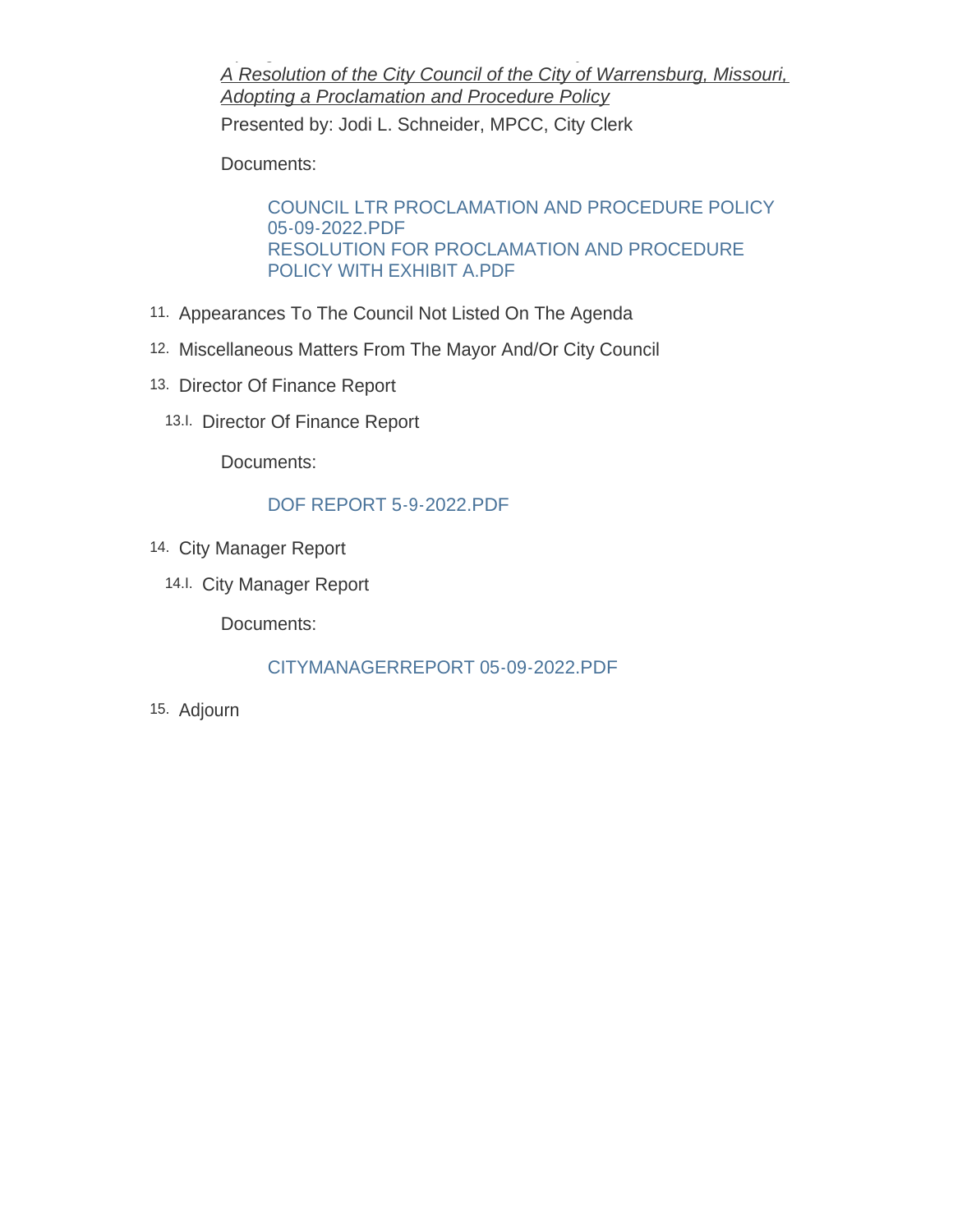*A Resolution of the City Council of the City of Warrensburg, Missouri, Adopting a Proclamation and Procedure Policy*

Presented by: Jodi L. Schneider, MPCC, City Clerk

Documents:

COUNCIL LTR PROCLAMATION AND PROCEDURE POLICY 05-09-2022.PDF
RESOLUTION FOR PROCLAMATION AND PROCEDURE POLICY WITH EXHIBIT A.PDF

11. Appearances To The Council Not Listed On The Agenda
12. Miscellaneous Matters From The Mayor And/Or City Council
13. Director Of Finance Report
    - 13.I. Director Of Finance Report

      Documents:

      DOF REPORT 5-9-2022.PDF

14. City Manager Report
    - 14.I. City Manager Report

      Documents:

      CITYMANAGERREPORT 05-09-2022.PDF

15. Adjourn